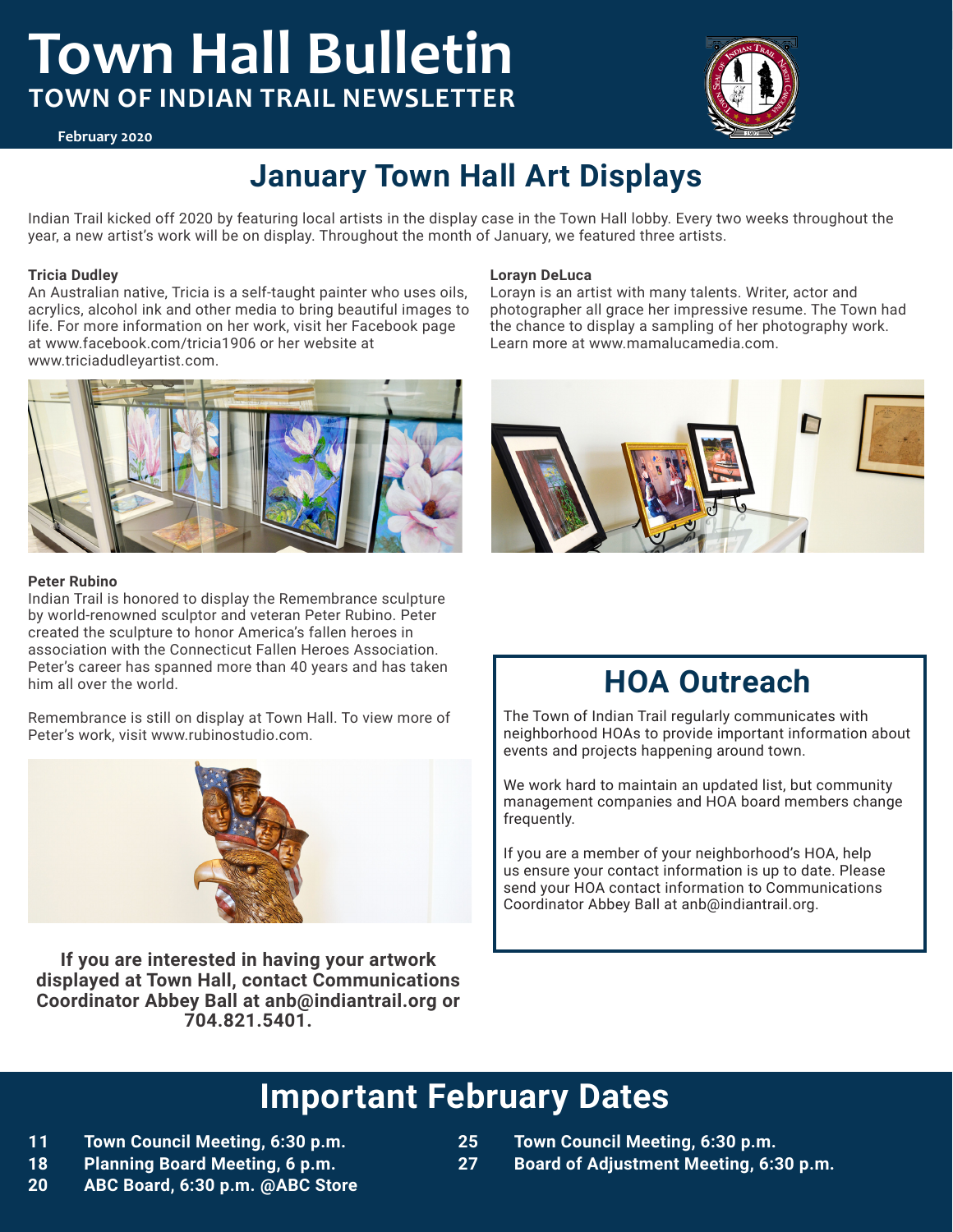# Town Hall Bulletin

## TOWN OF INDIAN TRAIL NEWSLETTER

**February 2020**

## January Town Hall Art Displays

Indian Trail kicked off 2020 by featuring local artists in the display case in the Town Hall lobby. Every two weeks throughout the year, a new artist's work will be on display. Throughout the month of January, we featured three artists.

**Tricia Dudley**
An Australian native, Tricia is a self-taught painter who uses oils, acrylics, alcohol ink and other media to bring beautiful images to life. For more information on her work, visit her Facebook page at www.facebook.com/tricia1906 or her website at www.triciadudleyartist.com.

**Lorayn DeLuca**
Lorayn is an artist with many talents. Writer, actor and photographer all grace her impressive resume. The Town had the chance to display a sampling of her photography work. Learn more at www.mamalucamedia.com.

**Peter Rubino**
Indian Trail is honored to display the Remembrance sculpture by world-renowned sculptor and veteran Peter Rubino. Peter created the sculpture to honor America's fallen heroes in association with the Connecticut Fallen Heroes Association. Peter's career has spanned more than 40 years and has taken him all over the world.

Remembrance is still on display at Town Hall. To view more of Peter's work, visit www.rubinostudio.com.

**If you are interested in having your artwork displayed at Town Hall, contact Communications Coordinator Abbey Ball at anb@indiantrail.org or 704.821.5401.**

## HOA Outreach

The Town of Indian Trail regularly communicates with neighborhood HOAs to provide important information about events and projects happening around town.

We work hard to maintain an updated list, but community management companies and HOA board members change frequently.

If you are a member of your neighborhood's HOA, help us ensure your contact information is up to date. Please send your HOA contact information to Communications Coordinator Abbey Ball at anb@indiantrail.org.

## Important February Dates

- **11** Town Council Meeting, 6:30 p.m.
- **18** Planning Board Meeting, 6 p.m.
- **20** ABC Board, 6:30 p.m. @ABC Store
- **25** Town Council Meeting, 6:30 p.m.
- **27** Board of Adjustment Meeting, 6:30 p.m.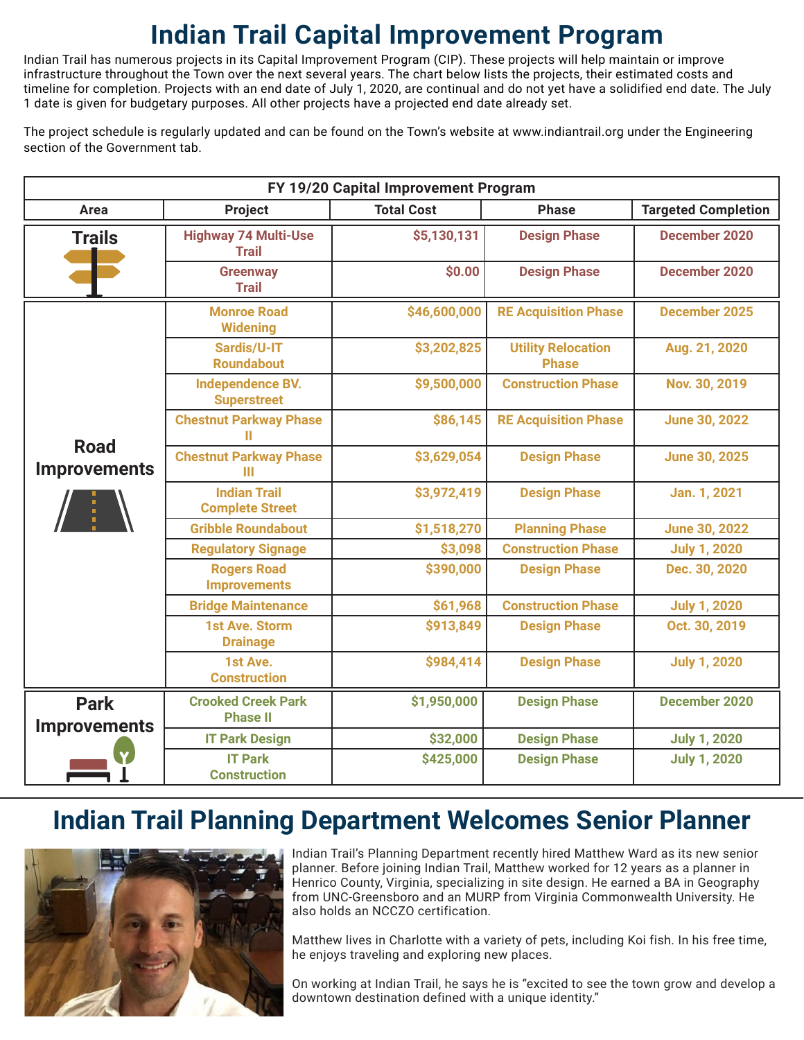# Indian Trail Capital Improvement Program

Indian Trail has numerous projects in its Capital Improvement Program (CIP). These projects will help maintain or improve infrastructure throughout the Town over the next several years. The chart below lists the projects, their estimated costs and timeline for completion. Projects with an end date of July 1, 2020, are continual and do not yet have a solidified end date. The July 1 date is given for budgetary purposes. All other projects have a projected end date already set.

The project schedule is regularly updated and can be found on the Town's website at www.indiantrail.org under the Engineering section of the Government tab.

| FY 19/20 Capital Improvement Program | | | | |
|---|---|---|---|---|
| **Area** | **Project** | **Total Cost** | **Phase** | **Targeted Completion** |
| **Trails** | Highway 74 Multi-Use Trail | $5,130,131 | Design Phase | December 2020 |
| | Greenway Trail | $0.00 | Design Phase | December 2020 |
| **Road Improvements** | Monroe Road Widening | $46,600,000 | RE Acquisition Phase | December 2025 |
| | Sardis/U-IT Roundabout | $3,202,825 | Utility Relocation Phase | Aug. 21, 2020 |
| | Independence BV. Superstreet | $9,500,000 | Construction Phase | Nov. 30, 2019 |
| | Chestnut Parkway Phase II | $86,145 | RE Acquisition Phase | June 30, 2022 |
| | Chestnut Parkway Phase III | $3,629,054 | Design Phase | June 30, 2025 |
| | Indian Trail Complete Street | $3,972,419 | Design Phase | Jan. 1, 2021 |
| | Gribble Roundabout | $1,518,270 | Planning Phase | June 30, 2022 |
| | Regulatory Signage | $3,098 | Construction Phase | July 1, 2020 |
| | Rogers Road Improvements | $390,000 | Design Phase | Dec. 30, 2020 |
| | Bridge Maintenance | $61,968 | Construction Phase | July 1, 2020 |
| | 1st Ave. Storm Drainage | $913,849 | Design Phase | Oct. 30, 2019 |
| | 1st Ave. Construction | $984,414 | Design Phase | July 1, 2020 |
| **Park Improvements** | Crooked Creek Park Phase II | $1,950,000 | Design Phase | December 2020 |
| | IT Park Design | $32,000 | Design Phase | July 1, 2020 |
| | IT Park Construction | $425,000 | Design Phase | July 1, 2020 |

# Indian Trail Planning Department Welcomes Senior Planner

Indian Trail's Planning Department recently hired Matthew Ward as its new senior planner. Before joining Indian Trail, Matthew worked for 12 years as a planner in Henrico County, Virginia, specializing in site design. He earned a BA in Geography from UNC-Greensboro and an MURP from Virginia Commonwealth University. He also holds an NCCZO certification.

Matthew lives in Charlotte with a variety of pets, including Koi fish. In his free time, he enjoys traveling and exploring new places.

On working at Indian Trail, he says he is "excited to see the town grow and develop a downtown destination defined with a unique identity."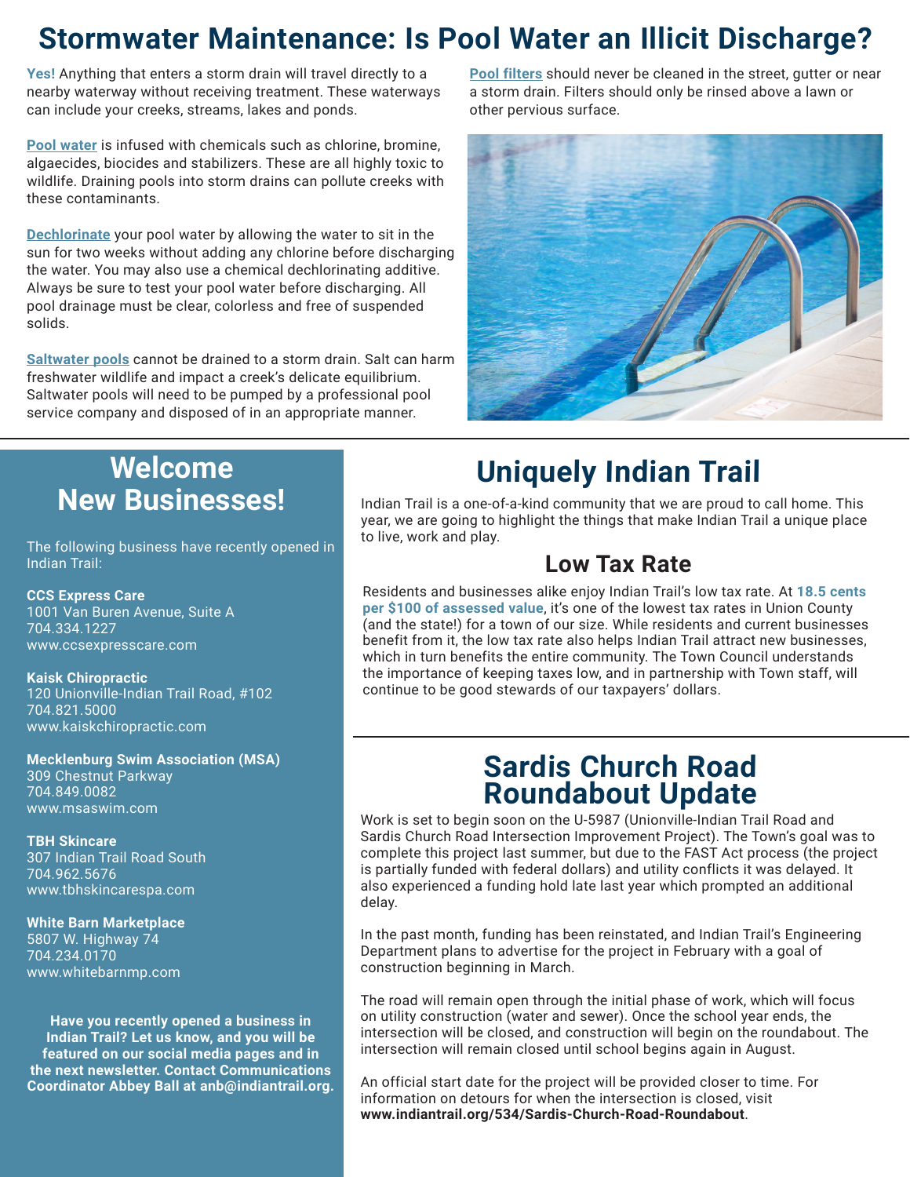# Stormwater Maintenance: Is Pool Water an Illicit Discharge?

**Yes!** Anything that enters a storm drain will travel directly to a nearby waterway without receiving treatment. These waterways can include your creeks, streams, lakes and ponds.

**Pool water** is infused with chemicals such as chlorine, bromine, algaecides, biocides and stabilizers. These are all highly toxic to wildlife. Draining pools into storm drains can pollute creeks with these contaminants.

**Dechlorinate** your pool water by allowing the water to sit in the sun for two weeks without adding any chlorine before discharging the water. You may also use a chemical dechlorinating additive. Always be sure to test your pool water before discharging. All pool drainage must be clear, colorless and free of suspended solids.

**Saltwater pools** cannot be drained to a storm drain. Salt can harm freshwater wildlife and impact a creek's delicate equilibrium. Saltwater pools will need to be pumped by a professional pool service company and disposed of in an appropriate manner.

**Pool filters** should never be cleaned in the street, gutter or near a storm drain. Filters should only be rinsed above a lawn or other pervious surface.

## Welcome New Businesses!

The following business have recently opened in Indian Trail:

**CCS Express Care**
1001 Van Buren Avenue, Suite A
704.334.1227
www.ccsexpresscare.com

**Kaisk Chiropractic**
120 Unionville-Indian Trail Road, #102
704.821.5000
www.kaiskchiropractic.com

**Mecklenburg Swim Association (MSA)**
309 Chestnut Parkway
704.849.0082
www.msaswim.com

**TBH Skincare**
307 Indian Trail Road South
704.962.5676
www.tbhskincarespa.com

**White Barn Marketplace**
5807 W. Highway 74
704.234.0170
www.whitebarnmp.com

**Have you recently opened a business in Indian Trail? Let us know, and you will be featured on our social media pages and in the next newsletter. Contact Communications Coordinator Abbey Ball at anb@indiantrail.org.**

## Uniquely Indian Trail

Indian Trail is a one-of-a-kind community that we are proud to call home. This year, we are going to highlight the things that make Indian Trail a unique place to live, work and play.

### Low Tax Rate

Residents and businesses alike enjoy Indian Trail's low tax rate. At **18.5 cents per $100 of assessed value**, it's one of the lowest tax rates in Union County (and the state!) for a town of our size. While residents and current businesses benefit from it, the low tax rate also helps Indian Trail attract new businesses, which in turn benefits the entire community. The Town Council understands the importance of keeping taxes low, and in partnership with Town staff, will continue to be good stewards of our taxpayers' dollars.

## Sardis Church Road Roundabout Update

Work is set to begin soon on the U-5987 (Unionville-Indian Trail Road and Sardis Church Road Intersection Improvement Project). The Town's goal was to complete this project last summer, but due to the FAST Act process (the project is partially funded with federal dollars) and utility conflicts it was delayed. It also experienced a funding hold late last year which prompted an additional delay.

In the past month, funding has been reinstated, and Indian Trail's Engineering Department plans to advertise for the project in February with a goal of construction beginning in March.

The road will remain open through the initial phase of work, which will focus on utility construction (water and sewer). Once the school year ends, the intersection will be closed, and construction will begin on the roundabout. The intersection will remain closed until school begins again in August.

An official start date for the project will be provided closer to time. For information on detours for when the intersection is closed, visit **www.indiantrail.org/534/Sardis-Church-Road-Roundabout**.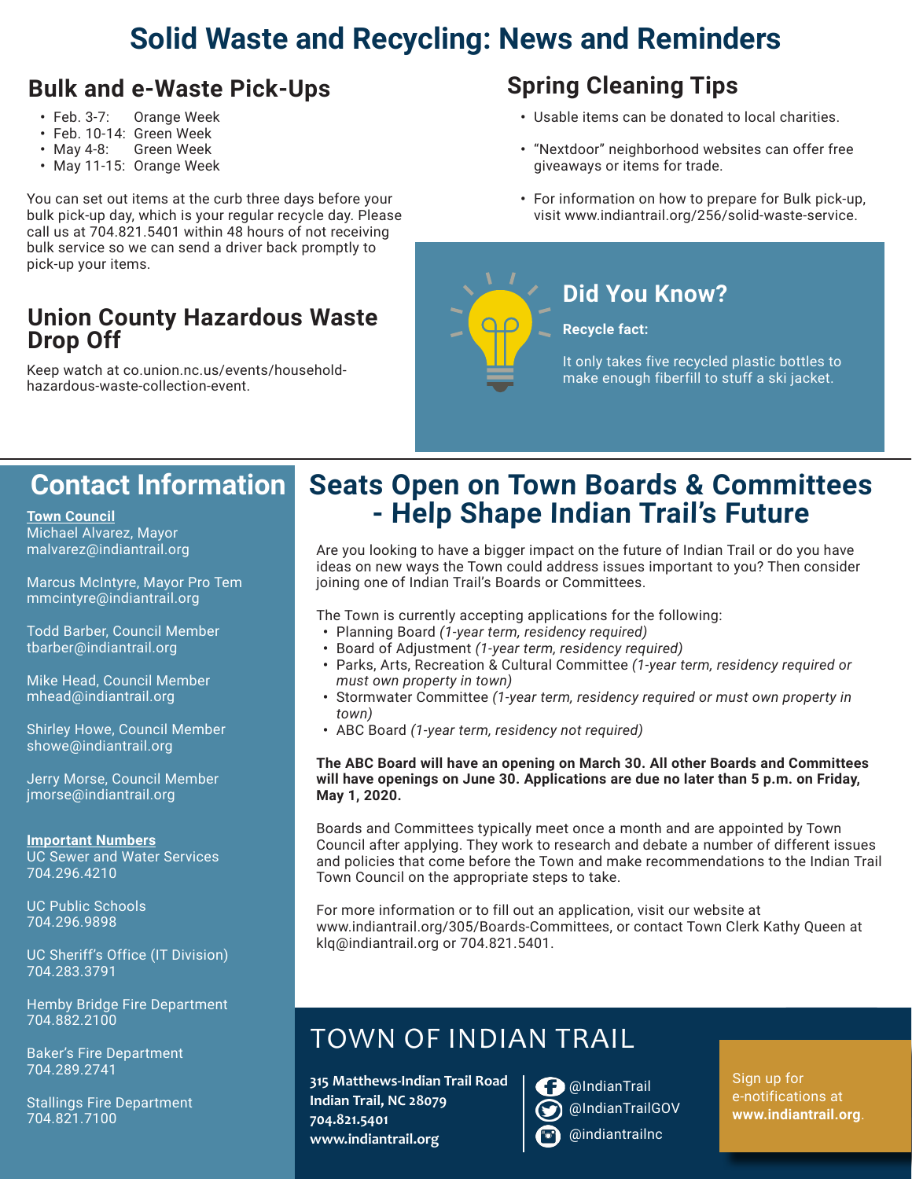# Solid Waste and Recycling: News and Reminders

## Bulk and e-Waste Pick-Ups

- Feb. 3-7: Orange Week
- Feb. 10-14: Green Week
- May 4-8: Green Week
- May 11-15: Orange Week

You can set out items at the curb three days before your bulk pick-up day, which is your regular recycle day. Please call us at 704.821.5401 within 48 hours of not receiving bulk service so we can send a driver back promptly to pick-up your items.

## Union County Hazardous Waste Drop Off

Keep watch at co.union.nc.us/events/household-hazardous-waste-collection-event.

## Spring Cleaning Tips

- Usable items can be donated to local charities.
- "Nextdoor" neighborhood websites can offer free giveaways or items for trade.
- For information on how to prepare for Bulk pick-up, visit www.indiantrail.org/256/solid-waste-service.

## Did You Know?

**Recycle fact:**

It only takes five recycled plastic bottles to make enough fiberfill to stuff a ski jacket.

## Contact Information

**Town Council**

Michael Alvarez, Mayor
malvarez@indiantrail.org

Marcus McIntyre, Mayor Pro Tem
mmcintyre@indiantrail.org

Todd Barber, Council Member
tbarber@indiantrail.org

Mike Head, Council Member
mhead@indiantrail.org

Shirley Howe, Council Member
showe@indiantrail.org

Jerry Morse, Council Member
jmorse@indiantrail.org

**Important Numbers**

UC Sewer and Water Services
704.296.4210

UC Public Schools
704.296.9898

UC Sheriff's Office (IT Division)
704.283.3791

Hemby Bridge Fire Department
704.882.2100

Baker's Fire Department
704.289.2741

Stallings Fire Department
704.821.7100

## Seats Open on Town Boards & Committees - Help Shape Indian Trail's Future

Are you looking to have a bigger impact on the future of Indian Trail or do you have ideas on new ways the Town could address issues important to you? Then consider joining one of Indian Trail's Boards or Committees.

The Town is currently accepting applications for the following:

- Planning Board *(1-year term, residency required)*
- Board of Adjustment *(1-year term, residency required)*
- Parks, Arts, Recreation & Cultural Committee *(1-year term, residency required or must own property in town)*
- Stormwater Committee *(1-year term, residency required or must own property in town)*
- ABC Board *(1-year term, residency not required)*

**The ABC Board will have an opening on March 30. All other Boards and Committees will have openings on June 30. Applications are due no later than 5 p.m. on Friday, May 1, 2020.**

Boards and Committees typically meet once a month and are appointed by Town Council after applying. They work to research and debate a number of different issues and policies that come before the Town and make recommendations to the Indian Trail Town Council on the appropriate steps to take.

For more information or to fill out an application, visit our website at www.indiantrail.org/305/Boards-Committees, or contact Town Clerk Kathy Queen at klq@indiantrail.org or 704.821.5401.

## TOWN OF INDIAN TRAIL

**315 Matthews-Indian Trail Road**
**Indian Trail, NC 28079**
**704.821.5401**
**www.indiantrail.org**

@IndianTrail
@IndianTrailGOV
@indiantrailnc

Sign up for e-notifications at **www.indiantrail.org**.